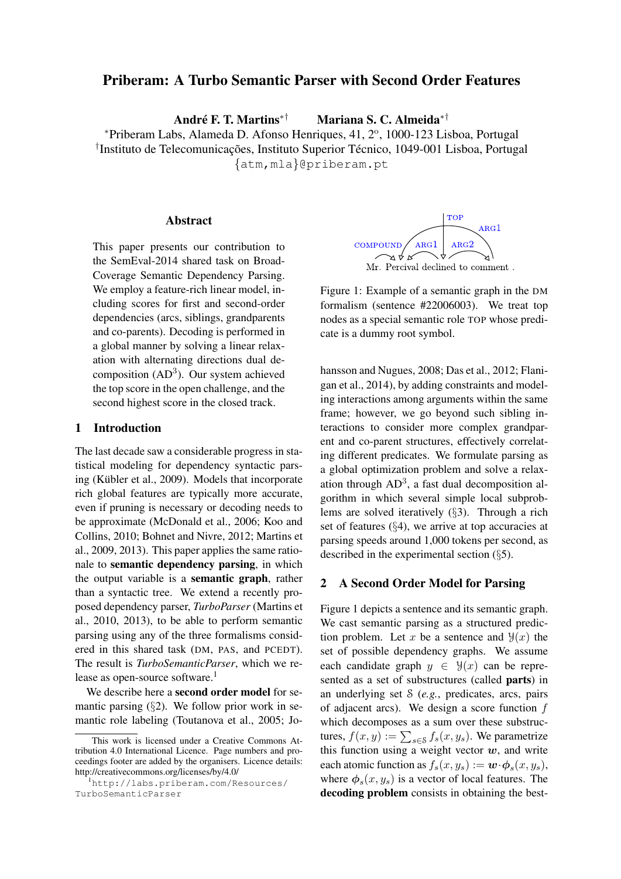# Priberam: A Turbo Semantic Parser with Second Order Features

**André F. T. Martins**[*†] **Mariana S. C. Almeida**[*†]

[*]Priberam Labs, Alameda D. Afonso Henriques, 41, 2º, 1000-123 Lisboa, Portugal
[†]Instituto de Telecomunicações, Instituto Superior Técnico, 1049-001 Lisboa, Portugal
{atm,mla}@priberam.pt

## Abstract

This paper presents our contribution to the SemEval-2014 shared task on Broad-Coverage Semantic Dependency Parsing. We employ a feature-rich linear model, including scores for first and second-order dependencies (arcs, siblings, grandparents and co-parents). Decoding is performed in a global manner by solving a linear relaxation with alternating directions dual decomposition (AD$^3$). Our system achieved the top score in the open challenge, and the second highest score in the closed track.

## 1 Introduction

The last decade saw a considerable progress in statistical modeling for dependency syntactic parsing (Kübler et al., 2009). Models that incorporate rich global features are typically more accurate, even if pruning is necessary or decoding needs to be approximate (McDonald et al., 2006; Koo and Collins, 2010; Bohnet and Nivre, 2012; Martins et al., 2009, 2013). This paper applies the same rationale to **semantic dependency parsing**, in which the output variable is a **semantic graph**, rather than a syntactic tree. We extend a recently proposed dependency parser, *TurboParser* (Martins et al., 2010, 2013), to be able to perform semantic parsing using any of the three formalisms considered in this shared task (DM, PAS, and PCEDT). The result is *TurboSemanticParser*, which we release as open-source software.[1]

We describe here a **second order model** for semantic parsing (§2). We follow prior work in semantic role labeling (Toutanova et al., 2005; Johansson and Nugues, 2008; Das et al., 2012; Flanigan et al., 2014), by adding constraints and modeling interactions among arguments within the same frame; however, we go beyond such sibling interactions to consider more complex grandparent and co-parent structures, effectively correlating different predicates. We formulate parsing as a global optimization problem and solve a relaxation through AD$^3$, a fast dual decomposition algorithm in which several simple local subproblems are solved iteratively (§3). Through a rich set of features (§4), we arrive at top accuracies at parsing speeds around 1,000 tokens per second, as described in the experimental section (§5).

TOP
ARG1
COMPOUND ARG1 ARG2
Mr. Percival declined to comment .

Figure 1: Example of a semantic graph in the DM formalism (sentence #22006003). We treat top nodes as a special semantic role TOP whose predicate is a dummy root symbol.

## 2 A Second Order Model for Parsing

Figure 1 depicts a sentence and its semantic graph. We cast semantic parsing as a structured prediction problem. Let $x$ be a sentence and $\mathcal{Y}(x)$ the set of possible dependency graphs. We assume each candidate graph $y \in \mathcal{Y}(x)$ can be represented as a set of substructures (called **parts**) in an underlying set $\mathcal{S}$ (*e.g.*, predicates, arcs, pairs of adjacent arcs). We design a score function $f$ which decomposes as a sum over these substructures, $f(x, y) := \sum_{s \in \mathcal{S}} f_s(x, y_s)$. We parametrize this function using a weight vector $\boldsymbol{w}$, and write each atomic function as $f_s(x, y_s) := \boldsymbol{w} \cdot \boldsymbol{\phi}_s(x, y_s)$, where $\boldsymbol{\phi}_s(x, y_s)$ is a vector of local features. The **decoding problem** consists in obtaining the best-

---

This work is licensed under a Creative Commons Attribution 4.0 International Licence. Page numbers and proceedings footer are added by the organisers. Licence details: http://creativecommons.org/licenses/by/4.0/

[1]http://labs.priberam.com/Resources/TurboSemanticParser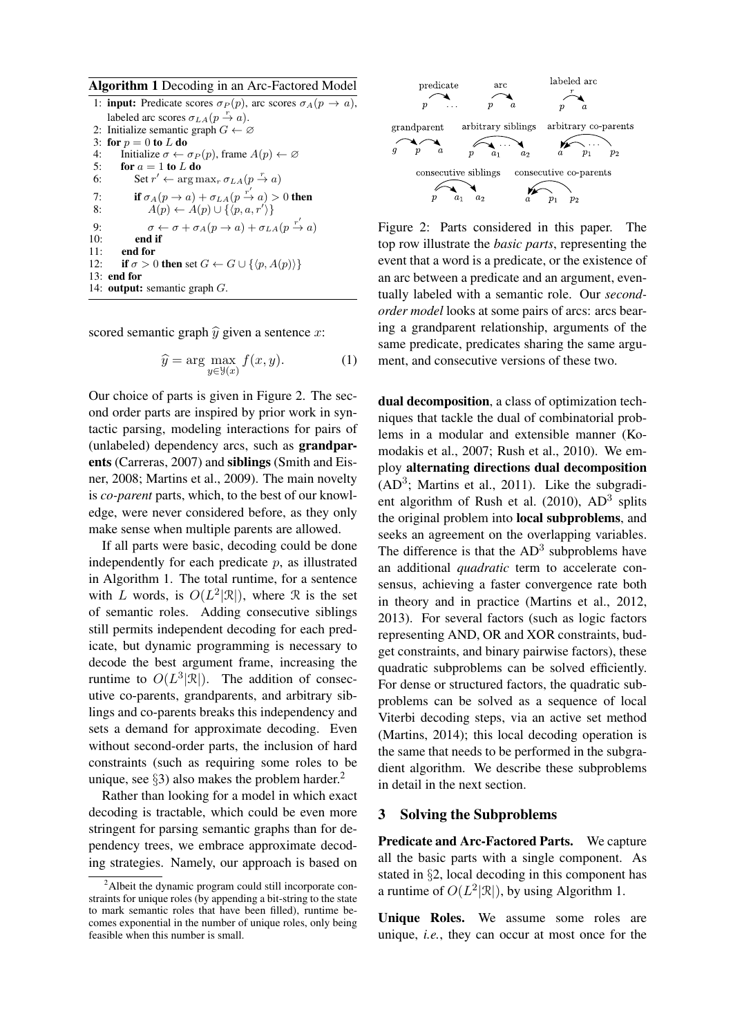**Algorithm 1** Decoding in an Arc-Factored Model

```
1: input: Predicate scores σ_P(p), arc scores σ_A(p → a),
   labeled arc scores σ_LA(p →^r a).
2: Initialize semantic graph G ← ∅
3: for p = 0 to L do
4:     Initialize σ ← σ_P(p), frame A(p) ← ∅
5:     for a = 1 to L do
6:         Set r' ← argmax_r σ_LA(p →^r a)
7:         if σ_A(p → a) + σ_LA(p →^{r'} a) > 0 then
8:             A(p) ← A(p) ∪ {⟨p, a, r'⟩}
9:             σ ← σ + σ_A(p → a) + σ_LA(p →^{r'} a)
10:        end if
11:    end for
12:    if σ > 0 then set G ← G ∪ {⟨p, A(p)⟩}
13: end for
14: output: semantic graph G.
```

scored semantic graph $\widehat{y}$ given a sentence $x$:

$$\widehat{y} = \arg \max_{y \in \mathcal{Y}(x)} f(x, y). \tag{1}$$

Our choice of parts is given in Figure 2. The second order parts are inspired by prior work in syntactic parsing, modeling interactions for pairs of (unlabeled) dependency arcs, such as **grandparents** (Carreras, 2007) and **siblings** (Smith and Eisner, 2008; Martins et al., 2009). The main novelty is *co-parent* parts, which, to the best of our knowledge, were never considered before, as they only make sense when multiple parents are allowed.

If all parts were basic, decoding could be done independently for each predicate $p$, as illustrated in Algorithm 1. The total runtime, for a sentence with $L$ words, is $O(L^2|\mathcal{R}|)$, where $\mathcal{R}$ is the set of semantic roles. Adding consecutive siblings still permits independent decoding for each predicate, but dynamic programming is necessary to decode the best argument frame, increasing the runtime to $O(L^3|\mathcal{R}|)$. The addition of consecutive co-parents, grandparents, and arbitrary siblings and co-parents breaks this independency and sets a demand for approximate decoding. Even without second-order parts, the inclusion of hard constraints (such as requiring some roles to be unique, see §3) also makes the problem harder.[2]

Rather than looking for a model in which exact decoding is tractable, which could be even more stringent for parsing semantic graphs than for dependency trees, we embrace approximate decoding strategies. Namely, our approach is based on

[2] Albeit the dynamic program could still incorporate constraints for unique roles (by appending a bit-string to the state to mark semantic roles that have been filled), runtime becomes exponential in the number of unique roles, only being feasible when this number is small.

predicate arc labeled arc grandparent arbitrary siblings arbitrary co-parents consecutive siblings consecutive co-parents

Figure 2: Parts considered in this paper. The top row illustrate the *basic parts*, representing the event that a word is a predicate, or the existence of an arc between a predicate and an argument, eventually labeled with a semantic role. Our *second-order model* looks at some pairs of arcs: arcs bearing a grandparent relationship, arguments of the same predicate, predicates sharing the same argument, and consecutive versions of these two.

**dual decomposition**, a class of optimization techniques that tackle the dual of combinatorial problems in a modular and extensible manner (Komodakis et al., 2007; Rush et al., 2010). We employ **alternating directions dual decomposition** ($\text{AD}^3$; Martins et al., 2011). Like the subgradient algorithm of Rush et al. (2010), $\text{AD}^3$ splits the original problem into **local subproblems**, and seeks an agreement on the overlapping variables. The difference is that the $\text{AD}^3$ subproblems have an additional *quadratic* term to accelerate consensus, achieving a faster convergence rate both in theory and in practice (Martins et al., 2012, 2013). For several factors (such as logic factors representing AND, OR and XOR constraints, budget constraints, and binary pairwise factors), these quadratic subproblems can be solved efficiently. For dense or structured factors, the quadratic subproblems can be solved as a sequence of local Viterbi decoding steps, via an active set method (Martins, 2014); this local decoding operation is the same that needs to be performed in the subgradient algorithm. We describe these subproblems in detail in the next section.

## 3 Solving the Subproblems

**Predicate and Arc-Factored Parts.** We capture all the basic parts with a single component. As stated in §2, local decoding in this component has a runtime of $O(L^2|\mathcal{R}|)$, by using Algorithm 1.

**Unique Roles.** We assume some roles are unique, *i.e.*, they can occur at most once for the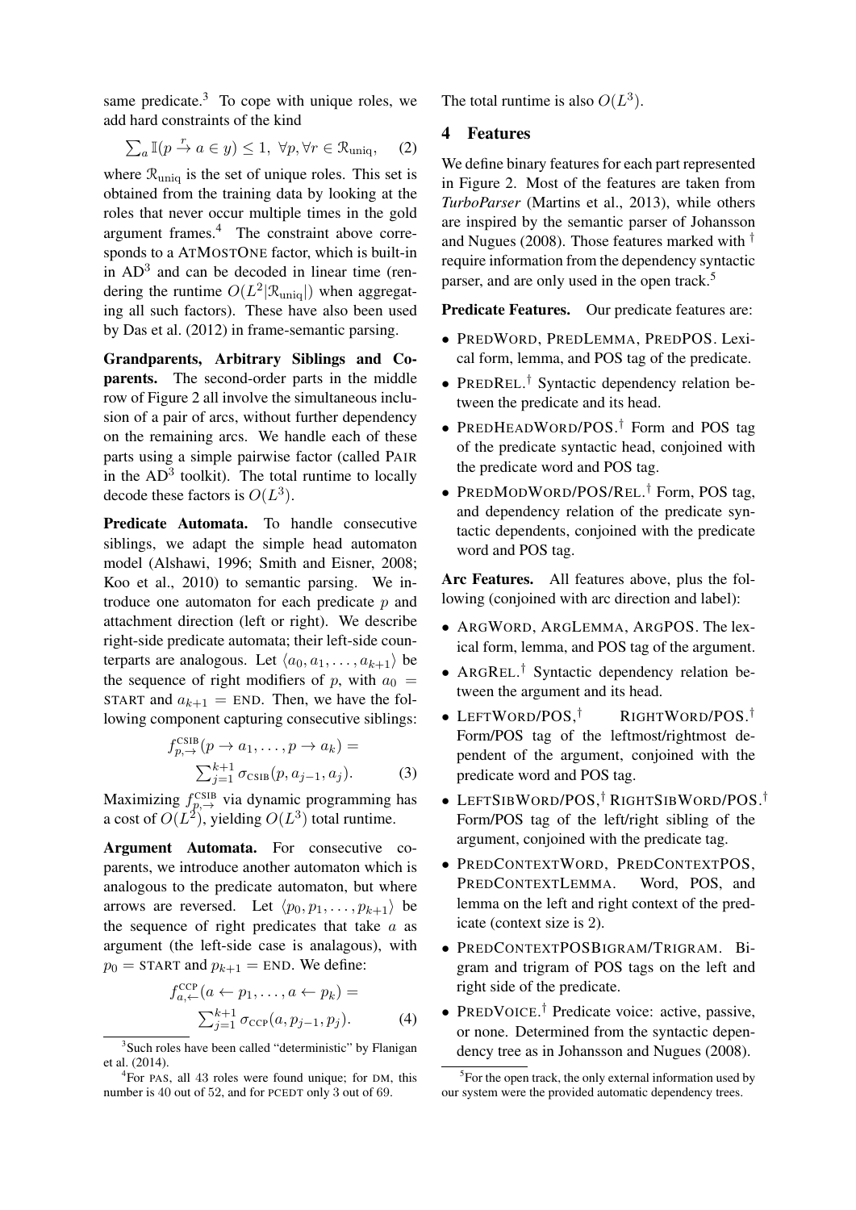same predicate.[3] To cope with unique roles, we add hard constraints of the kind

$$\sum_a \mathbb{I}(p \xrightarrow{r} a \in y) \leq 1, \; \forall p, \forall r \in \mathcal{R}_{\text{uniq}}, \quad (2)$$

where $\mathcal{R}_{\text{uniq}}$ is the set of unique roles. This set is obtained from the training data by looking at the roles that never occur multiple times in the gold argument frames.[4] The constraint above corresponds to a ATMOSTONE factor, which is built-in in AD$^3$ and can be decoded in linear time (rendering the runtime $O(L^2|\mathcal{R}_{\text{uniq}}|)$ when aggregating all such factors). These have also been used by Das et al. (2012) in frame-semantic parsing.

**Grandparents, Arbitrary Siblings and Coparents.** The second-order parts in the middle row of Figure 2 all involve the simultaneous inclusion of a pair of arcs, without further dependency on the remaining arcs. We handle each of these parts using a simple pairwise factor (called PAIR in the AD$^3$ toolkit). The total runtime to locally decode these factors is $O(L^3)$.

**Predicate Automata.** To handle consecutive siblings, we adapt the simple head automaton model (Alshawi, 1996; Smith and Eisner, 2008; Koo et al., 2010) to semantic parsing. We introduce one automaton for each predicate $p$ and attachment direction (left or right). We describe right-side predicate automata; their left-side counterparts are analogous. Let $\langle a_0, a_1, \ldots, a_{k+1}\rangle$ be the sequence of right modifiers of $p$, with $a_0 =$ START and $a_{k+1} =$ END. Then, we have the following component capturing consecutive siblings:

$$f^{\text{CSIB}}_{p,\rightarrow}(p \rightarrow a_1, \ldots, p \rightarrow a_k) = \sum_{j=1}^{k+1} \sigma_{\text{CSIB}}(p, a_{j-1}, a_j). \quad (3)$$

Maximizing $f^{\text{CSIB}}_{p,\rightarrow}$ via dynamic programming has a cost of $O(L^2)$, yielding $O(L^3)$ total runtime.

**Argument Automata.** For consecutive coparents, we introduce another automaton which is analogous to the predicate automaton, but where arrows are reversed. Let $\langle p_0, p_1, \ldots, p_{k+1}\rangle$ be the sequence of right predicates that take $a$ as argument (the left-side case is analagous), with $p_0 =$ START and $p_{k+1} =$ END. We define:

$$f^{\text{CCP}}_{a,\leftarrow}(a \leftarrow p_1, \ldots, a \leftarrow p_k) = \sum_{j=1}^{k+1} \sigma_{\text{CCP}}(a, p_{j-1}, p_j). \quad (4)$$

The total runtime is also $O(L^3)$.

## 4 Features

We define binary features for each part represented in Figure 2. Most of the features are taken from *TurboParser* (Martins et al., 2013), while others are inspired by the semantic parser of Johansson and Nugues (2008). Those features marked with † require information from the dependency syntactic parser, and are only used in the open track.[5]

**Predicate Features.** Our predicate features are:

- PREDWORD, PREDLEMMA, PREDPOS. Lexical form, lemma, and POS tag of the predicate.
- PREDREL.† Syntactic dependency relation between the predicate and its head.
- PREDHEADWORD/POS.† Form and POS tag of the predicate syntactic head, conjoined with the predicate word and POS tag.
- PREDMODWORD/POS/REL.† Form, POS tag, and dependency relation of the predicate syntactic dependents, conjoined with the predicate word and POS tag.

**Arc Features.** All features above, plus the following (conjoined with arc direction and label):

- ARGWORD, ARGLEMMA, ARGPOS. The lexical form, lemma, and POS tag of the argument.
- ARGREL.† Syntactic dependency relation between the argument and its head.
- LEFTWORD/POS,† RIGHTWORD/POS.† Form/POS tag of the leftmost/rightmost dependent of the argument, conjoined with the predicate word and POS tag.
- LEFTSIBWORD/POS,† RIGHTSIBWORD/POS.† Form/POS tag of the left/right sibling of the argument, conjoined with the predicate tag.
- PREDCONTEXTWORD, PREDCONTEXTPOS, PREDCONTEXTLEMMA. Word, POS, and lemma on the left and right context of the predicate (context size is 2).
- PREDCONTEXTPOSBIGRAM/TRIGRAM. Bigram and trigram of POS tags on the left and right side of the predicate.
- PREDVOICE.† Predicate voice: active, passive, or none. Determined from the syntactic dependency tree as in Johansson and Nugues (2008).

---

[3] Such roles have been called "deterministic" by Flanigan et al. (2014).

[4] For PAS, all 43 roles were found unique; for DM, this number is 40 out of 52, and for PCEDT only 3 out of 69.

[5] For the open track, the only external information used by our system were the provided automatic dependency trees.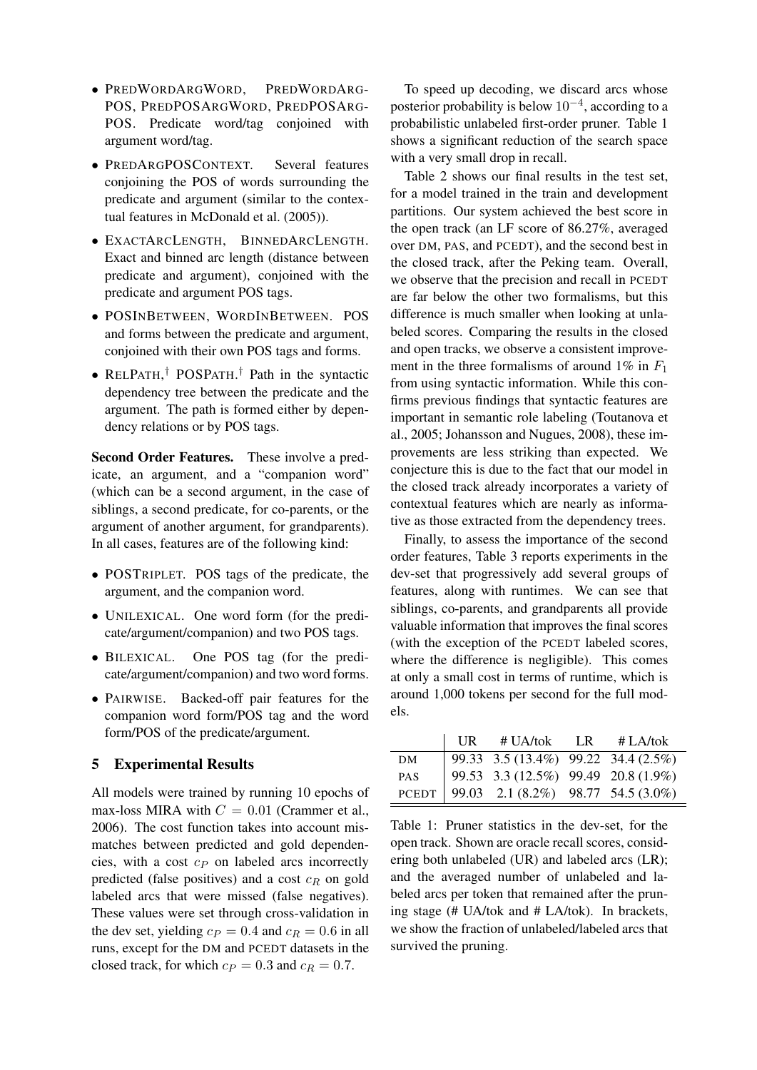- PREDWORDARGWORD, PREDWORDARGPOS, PREDPOSARGWORD, PREDPOSARGPOS. Predicate word/tag conjoined with argument word/tag.
- PREDARGPOSCONTEXT. Several features conjoining the POS of words surrounding the predicate and argument (similar to the contextual features in McDonald et al. (2005)).
- EXACTARCLENGTH, BINNEDARCLENGTH. Exact and binned arc length (distance between predicate and argument), conjoined with the predicate and argument POS tags.
- POSINBETWEEN, WORDINBETWEEN. POS and forms between the predicate and argument, conjoined with their own POS tags and forms.
- RELPATH,† POSPATH.† Path in the syntactic dependency tree between the predicate and the argument. The path is formed either by dependency relations or by POS tags.

**Second Order Features.** These involve a predicate, an argument, and a "companion word" (which can be a second argument, in the case of siblings, a second predicate, for co-parents, or the argument of another argument, for grandparents). In all cases, features are of the following kind:

- POSTRIPLET. POS tags of the predicate, the argument, and the companion word.
- UNILEXICAL. One word form (for the predicate/argument/companion) and two POS tags.
- BILEXICAL. One POS tag (for the predicate/argument/companion) and two word forms.
- PAIRWISE. Backed-off pair features for the companion word form/POS tag and the word form/POS of the predicate/argument.

## 5 Experimental Results

All models were trained by running 10 epochs of max-loss MIRA with $C = 0.01$ (Crammer et al., 2006). The cost function takes into account mismatches between predicted and gold dependencies, with a cost $c_P$ on labeled arcs incorrectly predicted (false positives) and a cost $c_R$ on gold labeled arcs that were missed (false negatives). These values were set through cross-validation in the dev set, yielding $c_P = 0.4$ and $c_R = 0.6$ in all runs, except for the DM and PCEDT datasets in the closed track, for which $c_P = 0.3$ and $c_R = 0.7$.

To speed up decoding, we discard arcs whose posterior probability is below $10^{-4}$, according to a probabilistic unlabeled first-order pruner. Table 1 shows a significant reduction of the search space with a very small drop in recall.

Table 2 shows our final results in the test set, for a model trained in the train and development partitions. Our system achieved the best score in the open track (an LF score of 86.27%, averaged over DM, PAS, and PCEDT), and the second best in the closed track, after the Peking team. Overall, we observe that the precision and recall in PCEDT are far below the other two formalisms, but this difference is much smaller when looking at unlabeled scores. Comparing the results in the closed and open tracks, we observe a consistent improvement in the three formalisms of around 1% in $F_1$ from using syntactic information. While this confirms previous findings that syntactic features are important in semantic role labeling (Toutanova et al., 2005; Johansson and Nugues, 2008), these improvements are less striking than expected. We conjecture this is due to the fact that our model in the closed track already incorporates a variety of contextual features which are nearly as informative as those extracted from the dependency trees.

Finally, to assess the importance of the second order features, Table 3 reports experiments in the dev-set that progressively add several groups of features, along with runtimes. We can see that siblings, co-parents, and grandparents all provide valuable information that improves the final scores (with the exception of the PCEDT labeled scores, where the difference is negligible). This comes at only a small cost in terms of runtime, which is around 1,000 tokens per second for the full models.

| | UR | # UA/tok | LR | # LA/tok |
|---|---|---|---|---|
| DM | 99.33 | 3.5 (13.4%) | 99.22 | 34.4 (2.5%) |
| PAS | 99.53 | 3.3 (12.5%) | 99.49 | 20.8 (1.9%) |
| PCEDT | 99.03 | 2.1 (8.2%) | 98.77 | 54.5 (3.0%) |

Table 1: Pruner statistics in the dev-set, for the open track. Shown are oracle recall scores, considering both unlabeled (UR) and labeled arcs (LR); and the averaged number of unlabeled and labeled arcs per token that remained after the pruning stage (# UA/tok and # LA/tok). In brackets, we show the fraction of unlabeled/labeled arcs that survived the pruning.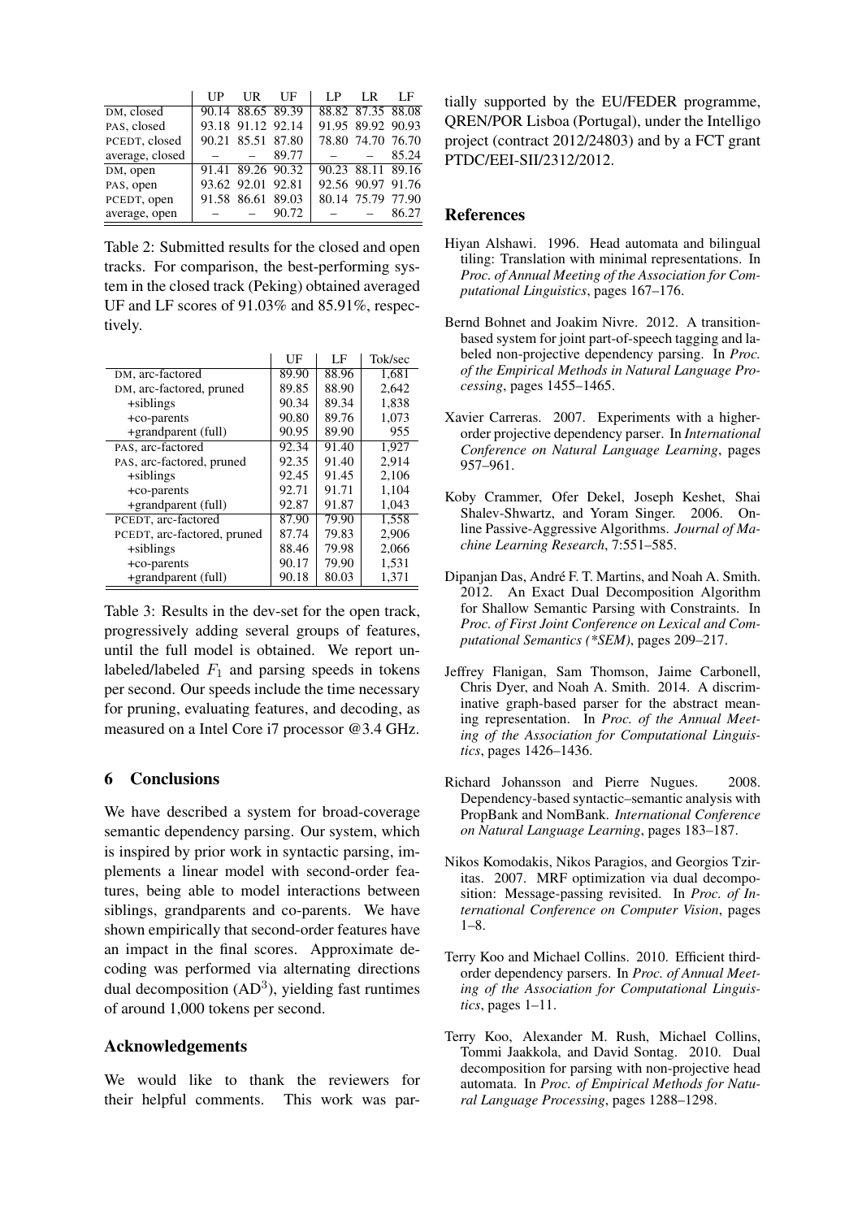| | UP | UR | UF | LP | LR | LF |
|---|---|---|---|---|---|---|
| DM, closed | 90.14 | 88.65 | 89.39 | 88.82 | 87.35 | 88.08 |
| PAS, closed | 93.18 | 91.12 | 92.14 | 91.95 | 89.92 | 90.93 |
| PCEDT, closed | 90.21 | 85.51 | 87.80 | 78.80 | 74.70 | 76.70 |
| average, closed | – | – | 89.77 | – | – | 85.24 |
| DM, open | 91.41 | 89.26 | 90.32 | 90.23 | 88.11 | 89.16 |
| PAS, open | 93.62 | 92.01 | 92.81 | 92.56 | 90.97 | 91.76 |
| PCEDT, open | 91.58 | 86.61 | 89.03 | 80.14 | 75.79 | 77.90 |
| average, open | – | – | 90.72 | – | – | 86.27 |

Table 2: Submitted results for the closed and open tracks. For comparison, the best-performing system in the closed track (Peking) obtained averaged UF and LF scores of 91.03% and 85.91%, respectively.

| | UF | LF | Tok/sec |
|---|---|---|---|
| DM, arc-factored | 89.90 | 88.96 | 1,681 |
| DM, arc-factored, pruned | 89.85 | 88.90 | 2,642 |
| +siblings | 90.34 | 89.34 | 1,838 |
| +co-parents | 90.80 | 89.76 | 1,073 |
| +grandparent (full) | 90.95 | 89.90 | 955 |
| PAS, arc-factored | 92.34 | 91.40 | 1,927 |
| PAS, arc-factored, pruned | 92.35 | 91.40 | 2,914 |
| +siblings | 92.45 | 91.45 | 2,106 |
| +co-parents | 92.71 | 91.71 | 1,104 |
| +grandparent (full) | 92.87 | 91.87 | 1,043 |
| PCEDT, arc-factored | 87.90 | 79.90 | 1,558 |
| PCEDT, arc-factored, pruned | 87.74 | 79.83 | 2,906 |
| +siblings | 88.46 | 79.98 | 2,066 |
| +co-parents | 90.17 | 79.90 | 1,531 |
| +grandparent (full) | 90.18 | 80.03 | 1,371 |

Table 3: Results in the dev-set for the open track, progressively adding several groups of features, until the full model is obtained. We report unlabeled/labeled $F_1$ and parsing speeds in tokens per second. Our speeds include the time necessary for pruning, evaluating features, and decoding, as measured on a Intel Core i7 processor @3.4 GHz.

## 6 Conclusions

We have described a system for broad-coverage semantic dependency parsing. Our system, which is inspired by prior work in syntactic parsing, implements a linear model with second-order features, being able to model interactions between siblings, grandparents and co-parents. We have shown empirically that second-order features have an impact in the final scores. Approximate decoding was performed via alternating directions dual decomposition ($AD^3$), yielding fast runtimes of around 1,000 tokens per second.

## Acknowledgements

We would like to thank the reviewers for their helpful comments. This work was partially supported by the EU/FEDER programme, QREN/POR Lisboa (Portugal), under the Intelligo project (contract 2012/24803) and by a FCT grant PTDC/EEI-SII/2312/2012.

## References

Hiyan Alshawi. 1996. Head automata and bilingual tiling: Translation with minimal representations. In *Proc. of Annual Meeting of the Association for Computational Linguistics*, pages 167–176.

Bernd Bohnet and Joakim Nivre. 2012. A transition-based system for joint part-of-speech tagging and labeled non-projective dependency parsing. In *Proc. of the Empirical Methods in Natural Language Processing*, pages 1455–1465.

Xavier Carreras. 2007. Experiments with a higher-order projective dependency parser. In *International Conference on Natural Language Learning*, pages 957–961.

Koby Crammer, Ofer Dekel, Joseph Keshet, Shai Shalev-Shwartz, and Yoram Singer. 2006. Online Passive-Aggressive Algorithms. *Journal of Machine Learning Research*, 7:551–585.

Dipanjan Das, André F. T. Martins, and Noah A. Smith. 2012. An Exact Dual Decomposition Algorithm for Shallow Semantic Parsing with Constraints. In *Proc. of First Joint Conference on Lexical and Computational Semantics (*SEM)*, pages 209–217.

Jeffrey Flanigan, Sam Thomson, Jaime Carbonell, Chris Dyer, and Noah A. Smith. 2014. A discriminative graph-based parser for the abstract meaning representation. In *Proc. of the Annual Meeting of the Association for Computational Linguistics*, pages 1426–1436.

Richard Johansson and Pierre Nugues. 2008. Dependency-based syntactic–semantic analysis with PropBank and NomBank. *International Conference on Natural Language Learning*, pages 183–187.

Nikos Komodakis, Nikos Paragios, and Georgios Tziritas. 2007. MRF optimization via dual decomposition: Message-passing revisited. In *Proc. of International Conference on Computer Vision*, pages 1–8.

Terry Koo and Michael Collins. 2010. Efficient third-order dependency parsers. In *Proc. of Annual Meeting of the Association for Computational Linguistics*, pages 1–11.

Terry Koo, Alexander M. Rush, Michael Collins, Tommi Jaakkola, and David Sontag. 2010. Dual decomposition for parsing with non-projective head automata. In *Proc. of Empirical Methods for Natural Language Processing*, pages 1288–1298.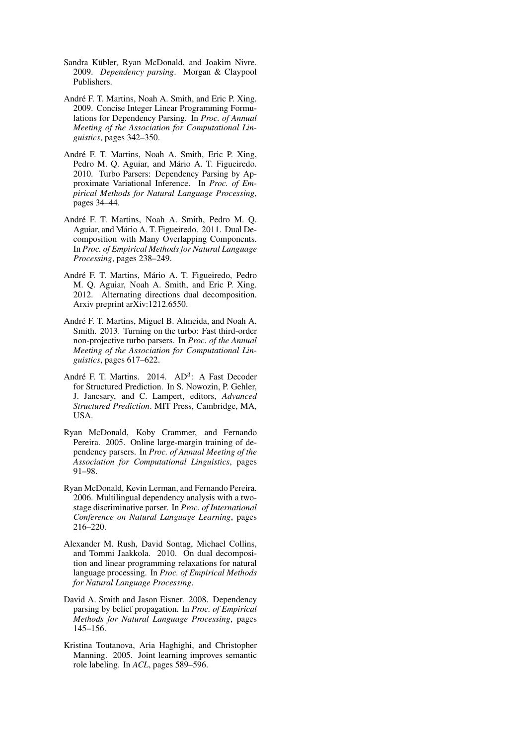Sandra Kübler, Ryan McDonald, and Joakim Nivre. 2009. *Dependency parsing*. Morgan & Claypool Publishers.

André F. T. Martins, Noah A. Smith, and Eric P. Xing. 2009. Concise Integer Linear Programming Formulations for Dependency Parsing. In *Proc. of Annual Meeting of the Association for Computational Linguistics*, pages 342–350.

André F. T. Martins, Noah A. Smith, Eric P. Xing, Pedro M. Q. Aguiar, and Mário A. T. Figueiredo. 2010. Turbo Parsers: Dependency Parsing by Approximate Variational Inference. In *Proc. of Empirical Methods for Natural Language Processing*, pages 34–44.

André F. T. Martins, Noah A. Smith, Pedro M. Q. Aguiar, and Mário A. T. Figueiredo. 2011. Dual Decomposition with Many Overlapping Components. In *Proc. of Empirical Methods for Natural Language Processing*, pages 238–249.

André F. T. Martins, Mário A. T. Figueiredo, Pedro M. Q. Aguiar, Noah A. Smith, and Eric P. Xing. 2012. Alternating directions dual decomposition. Arxiv preprint arXiv:1212.6550.

André F. T. Martins, Miguel B. Almeida, and Noah A. Smith. 2013. Turning on the turbo: Fast third-order non-projective turbo parsers. In *Proc. of the Annual Meeting of the Association for Computational Linguistics*, pages 617–622.

André F. T. Martins. 2014. $AD^3$: A Fast Decoder for Structured Prediction. In S. Nowozin, P. Gehler, J. Jancsary, and C. Lampert, editors, *Advanced Structured Prediction*. MIT Press, Cambridge, MA, USA.

Ryan McDonald, Koby Crammer, and Fernando Pereira. 2005. Online large-margin training of dependency parsers. In *Proc. of Annual Meeting of the Association for Computational Linguistics*, pages 91–98.

Ryan McDonald, Kevin Lerman, and Fernando Pereira. 2006. Multilingual dependency analysis with a two-stage discriminative parser. In *Proc. of International Conference on Natural Language Learning*, pages 216–220.

Alexander M. Rush, David Sontag, Michael Collins, and Tommi Jaakkola. 2010. On dual decomposition and linear programming relaxations for natural language processing. In *Proc. of Empirical Methods for Natural Language Processing*.

David A. Smith and Jason Eisner. 2008. Dependency parsing by belief propagation. In *Proc. of Empirical Methods for Natural Language Processing*, pages 145–156.

Kristina Toutanova, Aria Haghighi, and Christopher Manning. 2005. Joint learning improves semantic role labeling. In *ACL*, pages 589–596.